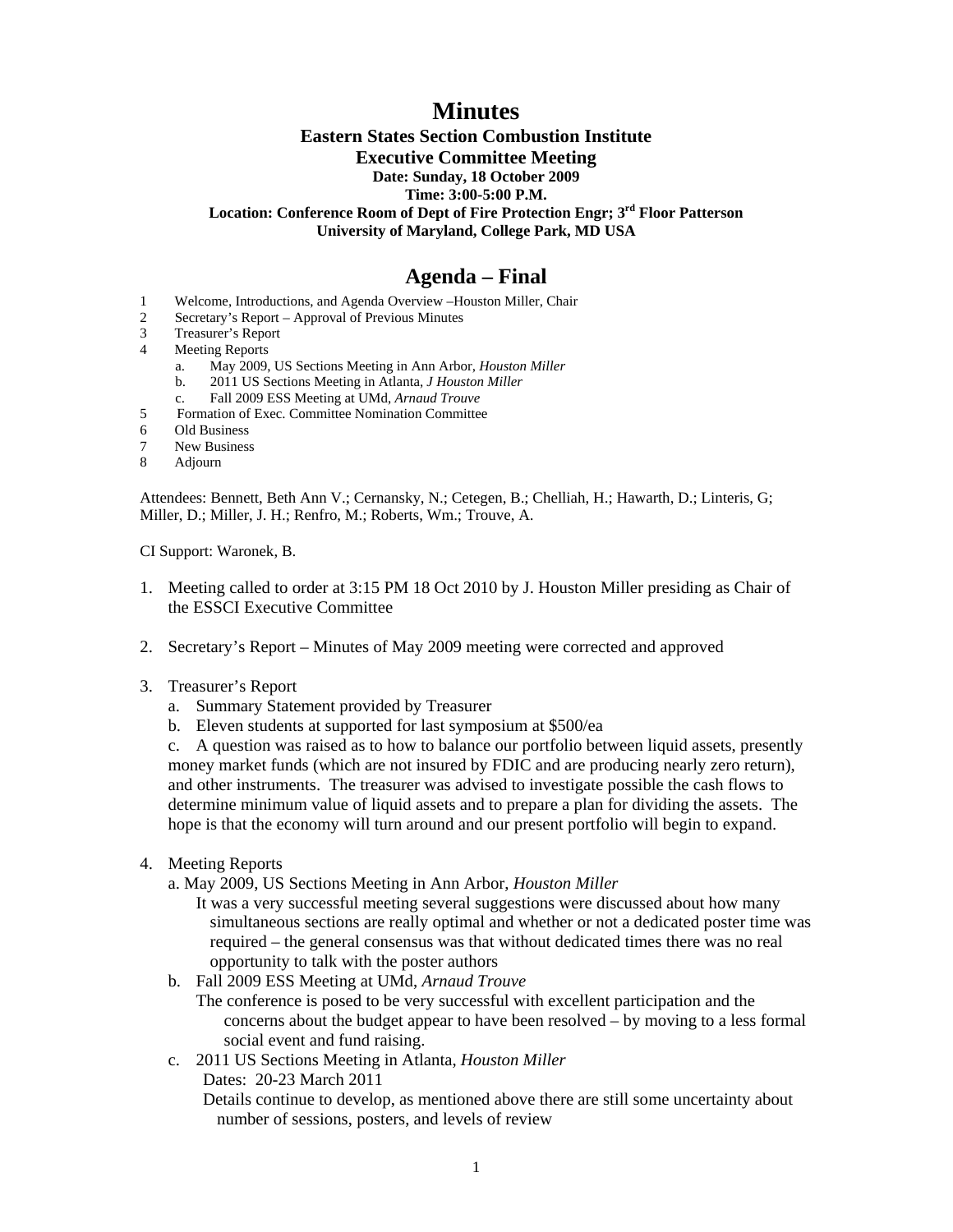# Minutes

**Eastern States Section Combustion Institute**
**Executive Committee Meeting**
**Date: Sunday, 18 October 2009**
**Time: 3:00-5:00 P.M.**
**Location: Conference Room of Dept of Fire Protection Engr; 3rd Floor Patterson**
**University of Maryland, College Park, MD USA**

## Agenda – Final

1. Welcome, Introductions, and Agenda Overview –Houston Miller, Chair
2. Secretary's Report – Approval of Previous Minutes
3. Treasurer's Report
4. Meeting Reports
   a. May 2009, US Sections Meeting in Ann Arbor, *Houston Miller*
   b. 2011 US Sections Meeting in Atlanta, *J Houston Miller*
   c. Fall 2009 ESS Meeting at UMd, *Arnaud Trouve*
5. Formation of Exec. Committee Nomination Committee
6. Old Business
7. New Business
8. Adjourn

Attendees: Bennett, Beth Ann V.; Cernansky, N.; Cetegen, B.; Chelliah, H.; Hawarth, D.; Linteris, G; Miller, D.; Miller, J. H.; Renfro, M.; Roberts, Wm.; Trouve, A.

CI Support: Waronek, B.

1. Meeting called to order at 3:15 PM 18 Oct 2010 by J. Houston Miller presiding as Chair of the ESSCI Executive Committee

2. Secretary's Report – Minutes of May 2009 meeting were corrected and approved

3. Treasurer's Report
   a. Summary Statement provided by Treasurer
   b. Eleven students at supported for last symposium at $500/ea
   c. A question was raised as to how to balance our portfolio between liquid assets, presently money market funds (which are not insured by FDIC and are producing nearly zero return), and other instruments. The treasurer was advised to investigate possible the cash flows to determine minimum value of liquid assets and to prepare a plan for dividing the assets. The hope is that the economy will turn around and our present portfolio will begin to expand.

4. Meeting Reports
   a. May 2009, US Sections Meeting in Ann Arbor, *Houston Miller*
      It was a very successful meeting several suggestions were discussed about how many simultaneous sections are really optimal and whether or not a dedicated poster time was required – the general consensus was that without dedicated times there was no real opportunity to talk with the poster authors
   b. Fall 2009 ESS Meeting at UMd, *Arnaud Trouve*
      The conference is posed to be very successful with excellent participation and the concerns about the budget appear to have been resolved – by moving to a less formal social event and fund raising.
   c. 2011 US Sections Meeting in Atlanta, *Houston Miller*
      Dates: 20-23 March 2011
      Details continue to develop, as mentioned above there are still some uncertainty about number of sessions, posters, and levels of review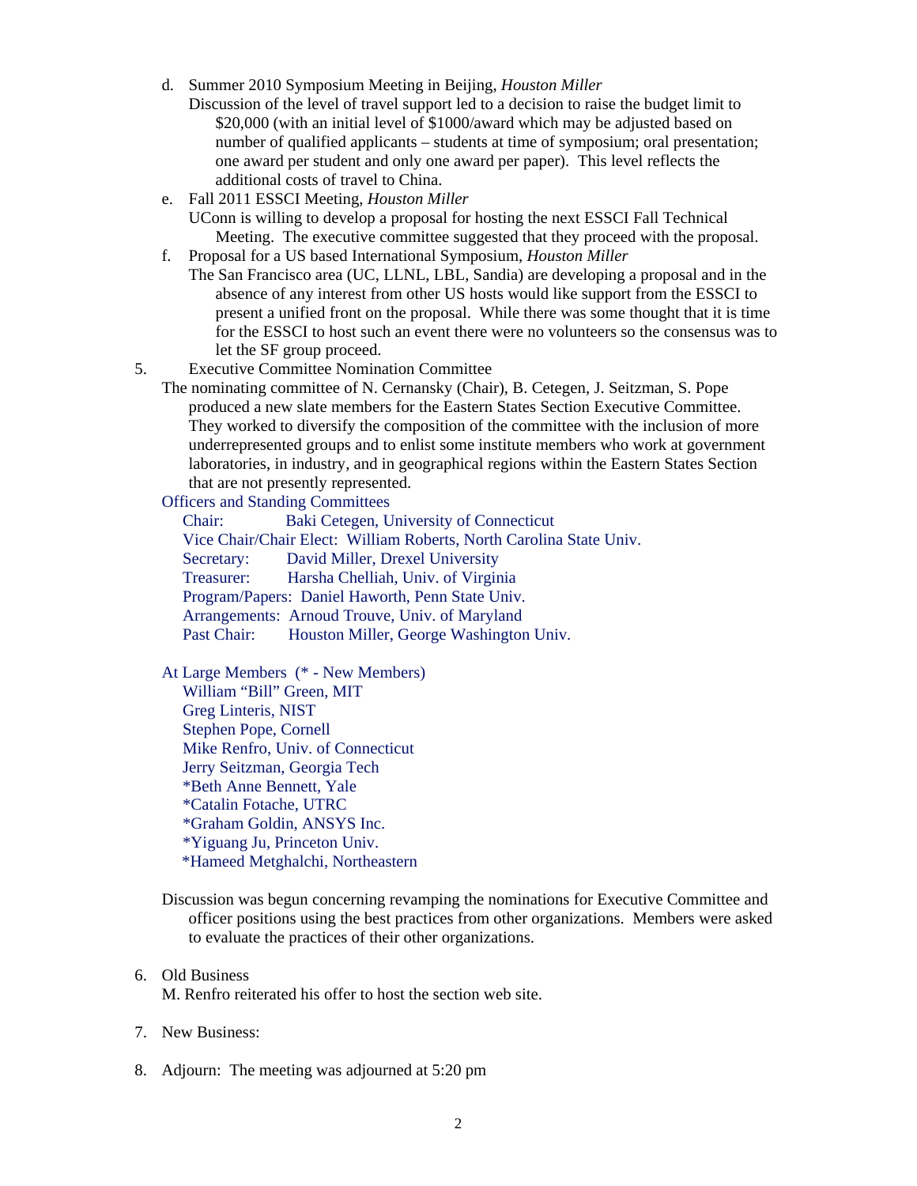d. Summer 2010 Symposium Meeting in Beijing, *Houston Miller*
   Discussion of the level of travel support led to a decision to raise the budget limit to $20,000 (with an initial level of $1000/award which may be adjusted based on number of qualified applicants – students at time of symposium; oral presentation; one award per student and only one award per paper). This level reflects the additional costs of travel to China.

e. Fall 2011 ESSCI Meeting, *Houston Miller*
   UConn is willing to develop a proposal for hosting the next ESSCI Fall Technical Meeting. The executive committee suggested that they proceed with the proposal.

f. Proposal for a US based International Symposium, *Houston Miller*
   The San Francisco area (UC, LLNL, LBL, Sandia) are developing a proposal and in the absence of any interest from other US hosts would like support from the ESSCI to present a unified front on the proposal. While there was some thought that it is time for the ESSCI to host such an event there were no volunteers so the consensus was to let the SF group proceed.

5. Executive Committee Nomination Committee

The nominating committee of N. Cernansky (Chair), B. Cetegen, J. Seitzman, S. Pope produced a new slate members for the Eastern States Section Executive Committee. They worked to diversify the composition of the committee with the inclusion of more underrepresented groups and to enlist some institute members who work at government laboratories, in industry, and in geographical regions within the Eastern States Section that are not presently represented.

Officers and Standing Committees

Chair: Baki Cetegen, University of Connecticut
Vice Chair/Chair Elect: William Roberts, North Carolina State Univ.
Secretary: David Miller, Drexel University
Treasurer: Harsha Chelliah, Univ. of Virginia
Program/Papers: Daniel Haworth, Penn State Univ.
Arrangements: Arnoud Trouve, Univ. of Maryland
Past Chair: Houston Miller, George Washington Univ.

At Large Members (* - New Members)

William “Bill” Green, MIT
Greg Linteris, NIST
Stephen Pope, Cornell
Mike Renfro, Univ. of Connecticut
Jerry Seitzman, Georgia Tech
*Beth Anne Bennett, Yale
*Catalin Fotache, UTRC
*Graham Goldin, ANSYS Inc.
*Yiguang Ju, Princeton Univ.
*Hameed Metghalchi, Northeastern

Discussion was begun concerning revamping the nominations for Executive Committee and officer positions using the best practices from other organizations. Members were asked to evaluate the practices of their other organizations.

6. Old Business
   M. Renfro reiterated his offer to host the section web site.

7. New Business:

8. Adjourn: The meeting was adjourned at 5:20 pm